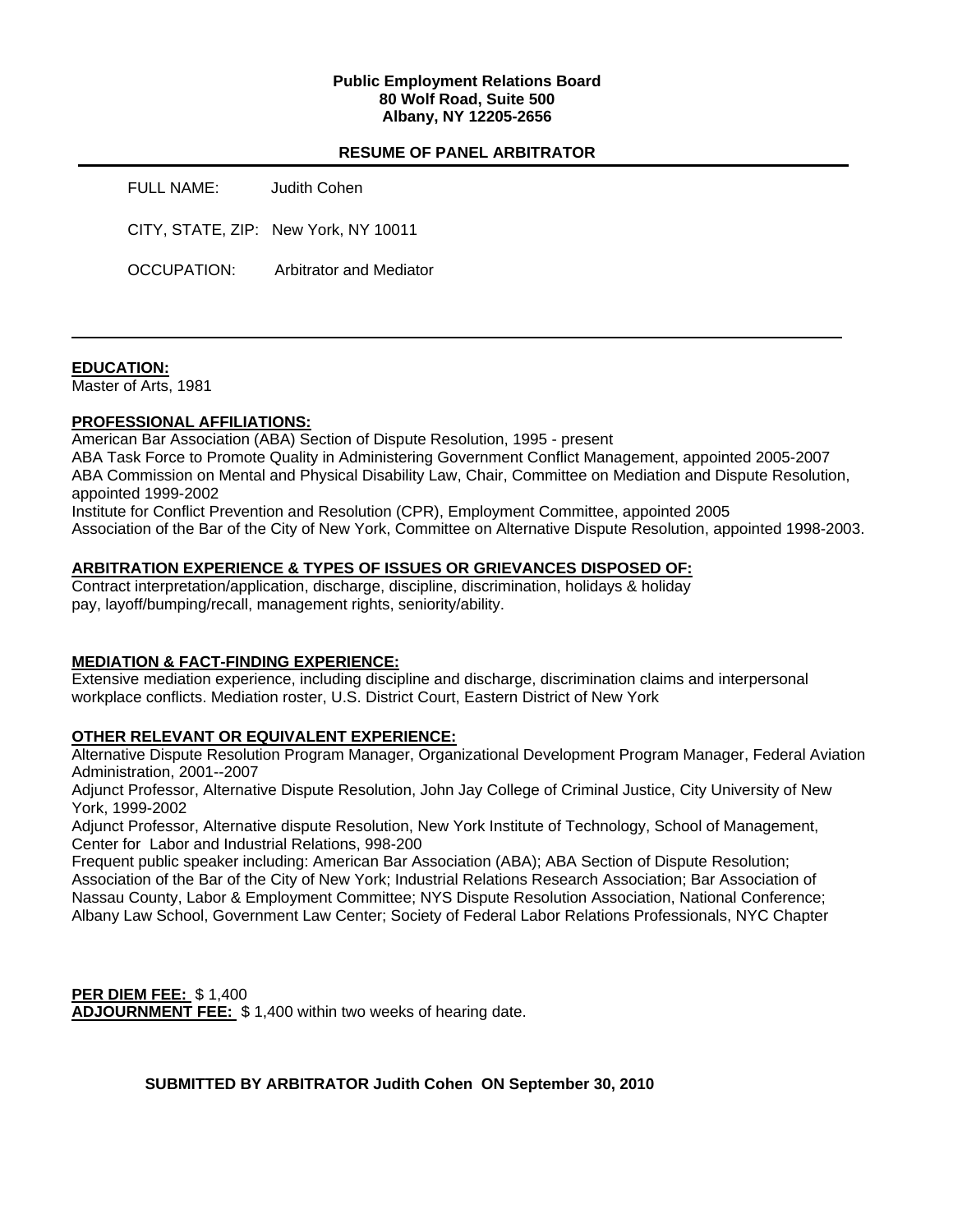**Public Employment Relations Board**
**80 Wolf Road, Suite 500**
**Albany, NY 12205-2656**

## RESUME OF PANEL ARBITRATOR

FULL NAME: Judith Cohen

CITY, STATE, ZIP: New York, NY 10011

OCCUPATION: Arbitrator and Mediator

---

### EDUCATION:

Master of Arts, 1981

### PROFESSIONAL AFFILIATIONS:

American Bar Association (ABA) Section of Dispute Resolution, 1995 - present
ABA Task Force to Promote Quality in Administering Government Conflict Management, appointed 2005-2007
ABA Commission on Mental and Physical Disability Law, Chair, Committee on Mediation and Dispute Resolution, appointed 1999-2002
Institute for Conflict Prevention and Resolution (CPR), Employment Committee, appointed 2005
Association of the Bar of the City of New York, Committee on Alternative Dispute Resolution, appointed 1998-2003.

### ARBITRATION EXPERIENCE & TYPES OF ISSUES OR GRIEVANCES DISPOSED OF:

Contract interpretation/application, discharge, discipline, discrimination, holidays & holiday pay, layoff/bumping/recall, management rights, seniority/ability.

### MEDIATION & FACT-FINDING EXPERIENCE:

Extensive mediation experience, including discipline and discharge, discrimination claims and interpersonal workplace conflicts. Mediation roster, U.S. District Court, Eastern District of New York

### OTHER RELEVANT OR EQUIVALENT EXPERIENCE:

Alternative Dispute Resolution Program Manager, Organizational Development Program Manager, Federal Aviation Administration, 2001--2007
Adjunct Professor, Alternative Dispute Resolution, John Jay College of Criminal Justice, City University of New York, 1999-2002
Adjunct Professor, Alternative dispute Resolution, New York Institute of Technology, School of Management, Center for Labor and Industrial Relations, 998-200
Frequent public speaker including: American Bar Association (ABA); ABA Section of Dispute Resolution; Association of the Bar of the City of New York; Industrial Relations Research Association; Bar Association of Nassau County, Labor & Employment Committee; NYS Dispute Resolution Association, National Conference; Albany Law School, Government Law Center; Society of Federal Labor Relations Professionals, NYC Chapter

**PER DIEM FEE:** $ 1,400
**ADJOURNMENT FEE:** $ 1,400 within two weeks of hearing date.

**SUBMITTED BY ARBITRATOR Judith Cohen ON September 30, 2010**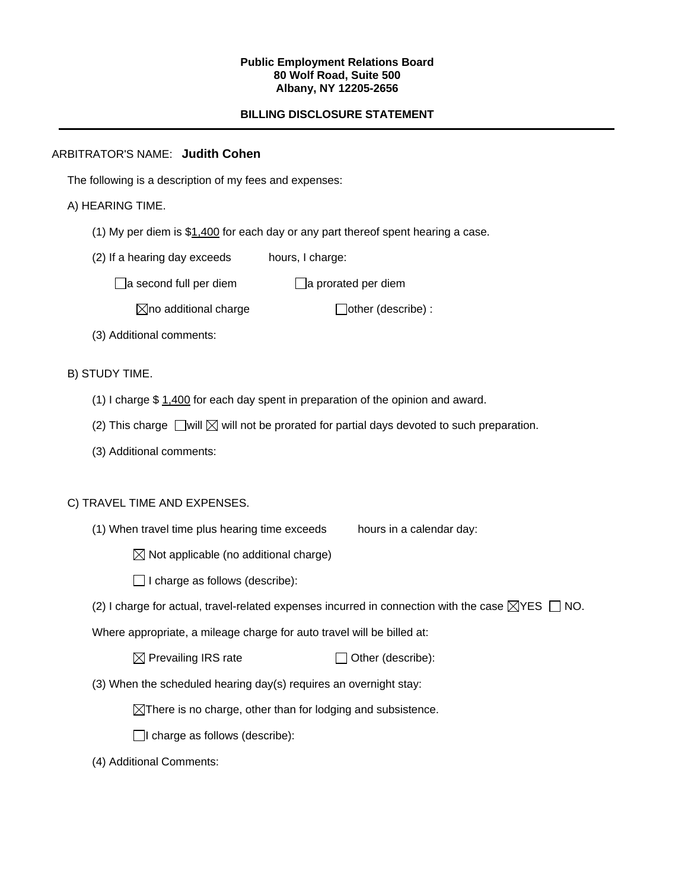**Public Employment Relations Board**
**80 Wolf Road, Suite 500**
**Albany, NY 12205-2656**

**BILLING DISCLOSURE STATEMENT**

---

ARBITRATOR'S NAME: **Judith Cohen**

The following is a description of my fees and expenses:

A) HEARING TIME.

(1) My per diem is $1,400 for each day or any part thereof spent hearing a case.

(2) If a hearing day exceeds hours, I charge:

☐ a second full per diem ☐ a prorated per diem

☒ no additional charge ☐ other (describe) :

(3) Additional comments:

B) STUDY TIME.

(1) I charge $ 1,400 for each day spent in preparation of the opinion and award.

(2) This charge ☐ will ☒ will not be prorated for partial days devoted to such preparation.

(3) Additional comments:

C) TRAVEL TIME AND EXPENSES.

(1) When travel time plus hearing time exceeds hours in a calendar day:

☒ Not applicable (no additional charge)

☐ I charge as follows (describe):

(2) I charge for actual, travel-related expenses incurred in connection with the case ☒ YES ☐ NO.

Where appropriate, a mileage charge for auto travel will be billed at:

☒ Prevailing IRS rate ☐ Other (describe):

(3) When the scheduled hearing day(s) requires an overnight stay:

☒ There is no charge, other than for lodging and subsistence.

☐ I charge as follows (describe):

(4) Additional Comments: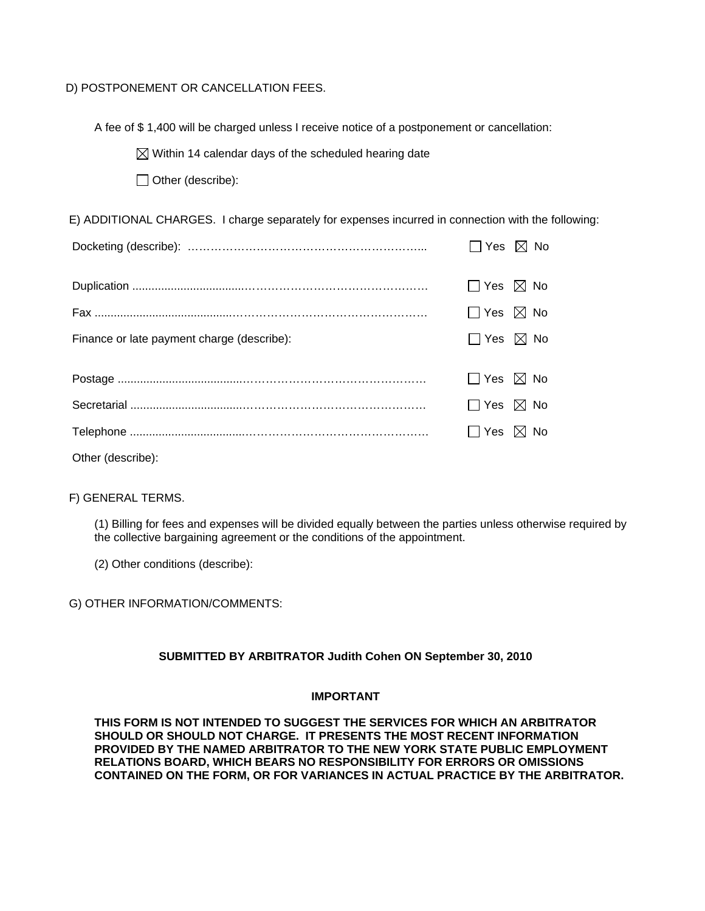D) POSTPONEMENT OR CANCELLATION FEES.

A fee of $ 1,400 will be charged unless I receive notice of a postponement or cancellation:

☒ Within 14 calendar days of the scheduled hearing date

☐ Other (describe):

E) ADDITIONAL CHARGES. I charge separately for expenses incurred in connection with the following:

| | |
|---|---|
| Docketing (describe): ………………………………………………………... | ☐ Yes ☒ No |
| Duplication ..................................………………………………………… | ☐ Yes ☒ No |
| Fax .........................................…………………………………………… | ☐ Yes ☒ No |
| Finance or late payment charge (describe): | ☐ Yes ☒ No |
| Postage .....................................………………………………………… | ☐ Yes ☒ No |
| Secretarial .................................………………………………………… | ☐ Yes ☒ No |
| Telephone ..................................………………………………………… | ☐ Yes ☒ No |

Other (describe):

F) GENERAL TERMS.

(1) Billing for fees and expenses will be divided equally between the parties unless otherwise required by the collective bargaining agreement or the conditions of the appointment.

(2) Other conditions (describe):

G) OTHER INFORMATION/COMMENTS:

**SUBMITTED BY ARBITRATOR Judith Cohen ON September 30, 2010**

**IMPORTANT**

**THIS FORM IS NOT INTENDED TO SUGGEST THE SERVICES FOR WHICH AN ARBITRATOR SHOULD OR SHOULD NOT CHARGE. IT PRESENTS THE MOST RECENT INFORMATION PROVIDED BY THE NAMED ARBITRATOR TO THE NEW YORK STATE PUBLIC EMPLOYMENT RELATIONS BOARD, WHICH BEARS NO RESPONSIBILITY FOR ERRORS OR OMISSIONS CONTAINED ON THE FORM, OR FOR VARIANCES IN ACTUAL PRACTICE BY THE ARBITRATOR.**